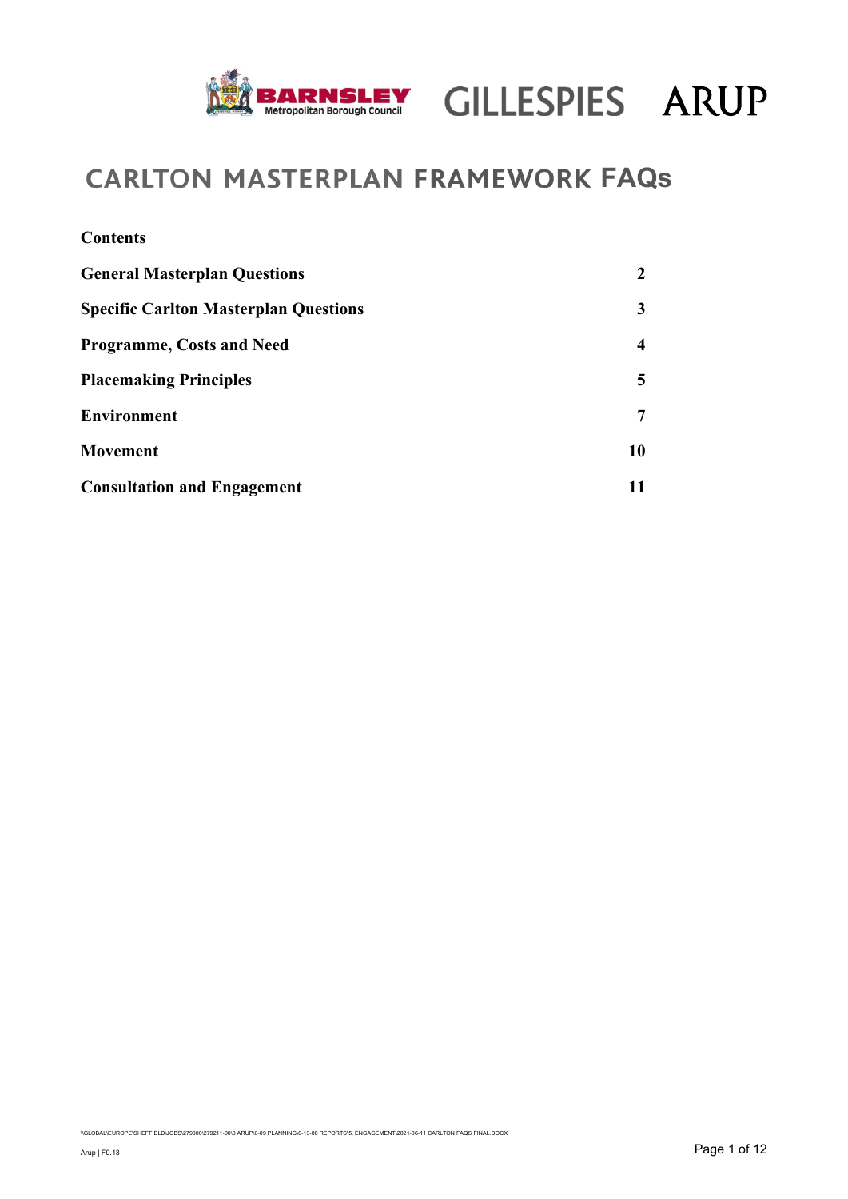# CARLTON MASTERPLAN FRAMEWORK FAQs

**Contents**

| | |
|---|---|
| **General Masterplan Questions** | **2** |
| **Specific Carlton Masterplan Questions** | **3** |
| **Programme, Costs and Need** | **4** |
| **Placemaking Principles** | **5** |
| **Environment** | **7** |
| **Movement** | **10** |
| **Consultation and Engagement** | **11** |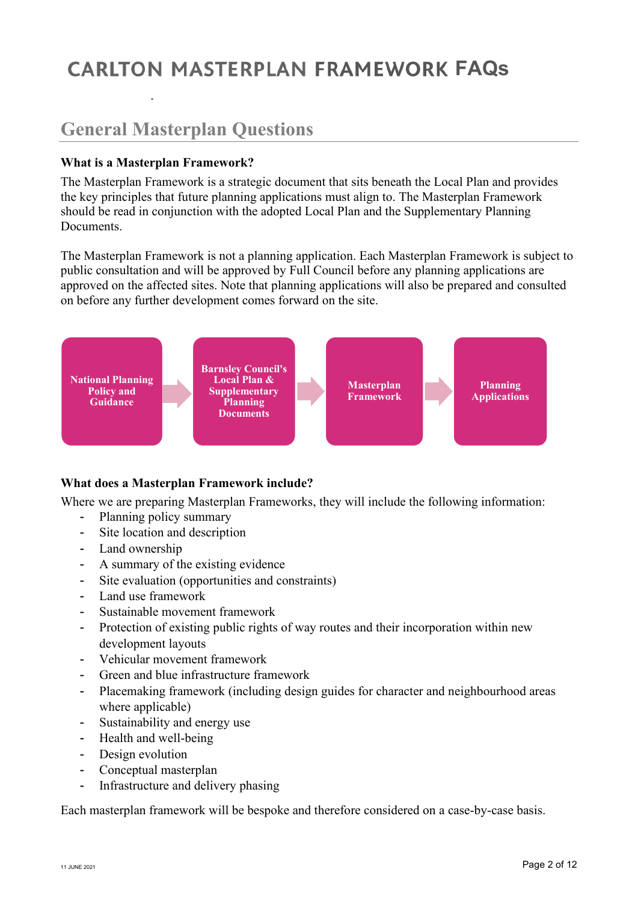# CARLTON MASTERPLAN FRAMEWORK FAQs

## General Masterplan Questions

**What is a Masterplan Framework?**

The Masterplan Framework is a strategic document that sits beneath the Local Plan and provides the key principles that future planning applications must align to. The Masterplan Framework should be read in conjunction with the adopted Local Plan and the Supplementary Planning Documents.

The Masterplan Framework is not a planning application. Each Masterplan Framework is subject to public consultation and will be approved by Full Council before any planning applications are approved on the affected sites. Note that planning applications will also be prepared and consulted on before any further development comes forward on the site.

**National Planning Policy and Guidance** → **Barnsley Council's Local Plan & Supplementary Planning Documents** → **Masterplan Framework** → **Planning Applications**

**What does a Masterplan Framework include?**

Where we are preparing Masterplan Frameworks, they will include the following information:

- Planning policy summary
- Site location and description
- Land ownership
- A summary of the existing evidence
- Site evaluation (opportunities and constraints)
- Land use framework
- Sustainable movement framework
- Protection of existing public rights of way routes and their incorporation within new development layouts
- Vehicular movement framework
- Green and blue infrastructure framework
- Placemaking framework (including design guides for character and neighbourhood areas where applicable)
- Sustainability and energy use
- Health and well-being
- Design evolution
- Conceptual masterplan
- Infrastructure and delivery phasing

Each masterplan framework will be bespoke and therefore considered on a case-by-case basis.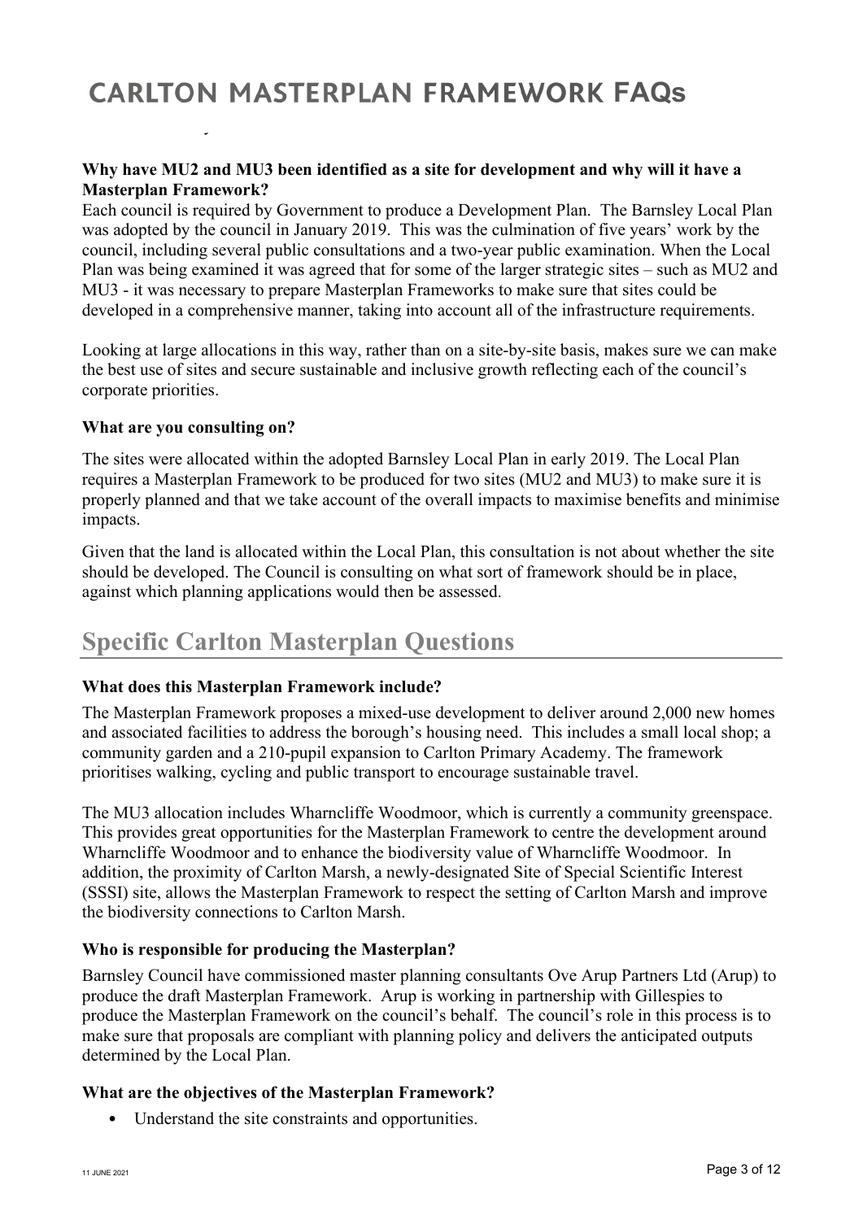**Why have MU2 and MU3 been identified as a site for development and why will it have a Masterplan Framework?**

Each council is required by Government to produce a Development Plan. The Barnsley Local Plan was adopted by the council in January 2019. This was the culmination of five years' work by the council, including several public consultations and a two-year public examination. When the Local Plan was being examined it was agreed that for some of the larger strategic sites – such as MU2 and MU3 - it was necessary to prepare Masterplan Frameworks to make sure that sites could be developed in a comprehensive manner, taking into account all of the infrastructure requirements.

Looking at large allocations in this way, rather than on a site-by-site basis, makes sure we can make the best use of sites and secure sustainable and inclusive growth reflecting each of the council's corporate priorities.

**What are you consulting on?**

The sites were allocated within the adopted Barnsley Local Plan in early 2019. The Local Plan requires a Masterplan Framework to be produced for two sites (MU2 and MU3) to make sure it is properly planned and that we take account of the overall impacts to maximise benefits and minimise impacts.

Given that the land is allocated within the Local Plan, this consultation is not about whether the site should be developed. The Council is consulting on what sort of framework should be in place, against which planning applications would then be assessed.

## Specific Carlton Masterplan Questions

**What does this Masterplan Framework include?**

The Masterplan Framework proposes a mixed-use development to deliver around 2,000 new homes and associated facilities to address the borough's housing need. This includes a small local shop; a community garden and a 210-pupil expansion to Carlton Primary Academy. The framework prioritises walking, cycling and public transport to encourage sustainable travel.

The MU3 allocation includes Wharncliffe Woodmoor, which is currently a community greenspace. This provides great opportunities for the Masterplan Framework to centre the development around Wharncliffe Woodmoor and to enhance the biodiversity value of Wharncliffe Woodmoor. In addition, the proximity of Carlton Marsh, a newly-designated Site of Special Scientific Interest (SSSI) site, allows the Masterplan Framework to respect the setting of Carlton Marsh and improve the biodiversity connections to Carlton Marsh.

**Who is responsible for producing the Masterplan?**

Barnsley Council have commissioned master planning consultants Ove Arup Partners Ltd (Arup) to produce the draft Masterplan Framework. Arup is working in partnership with Gillespies to produce the Masterplan Framework on the council's behalf. The council's role in this process is to make sure that proposals are compliant with planning policy and delivers the anticipated outputs determined by the Local Plan.

**What are the objectives of the Masterplan Framework?**

- Understand the site constraints and opportunities.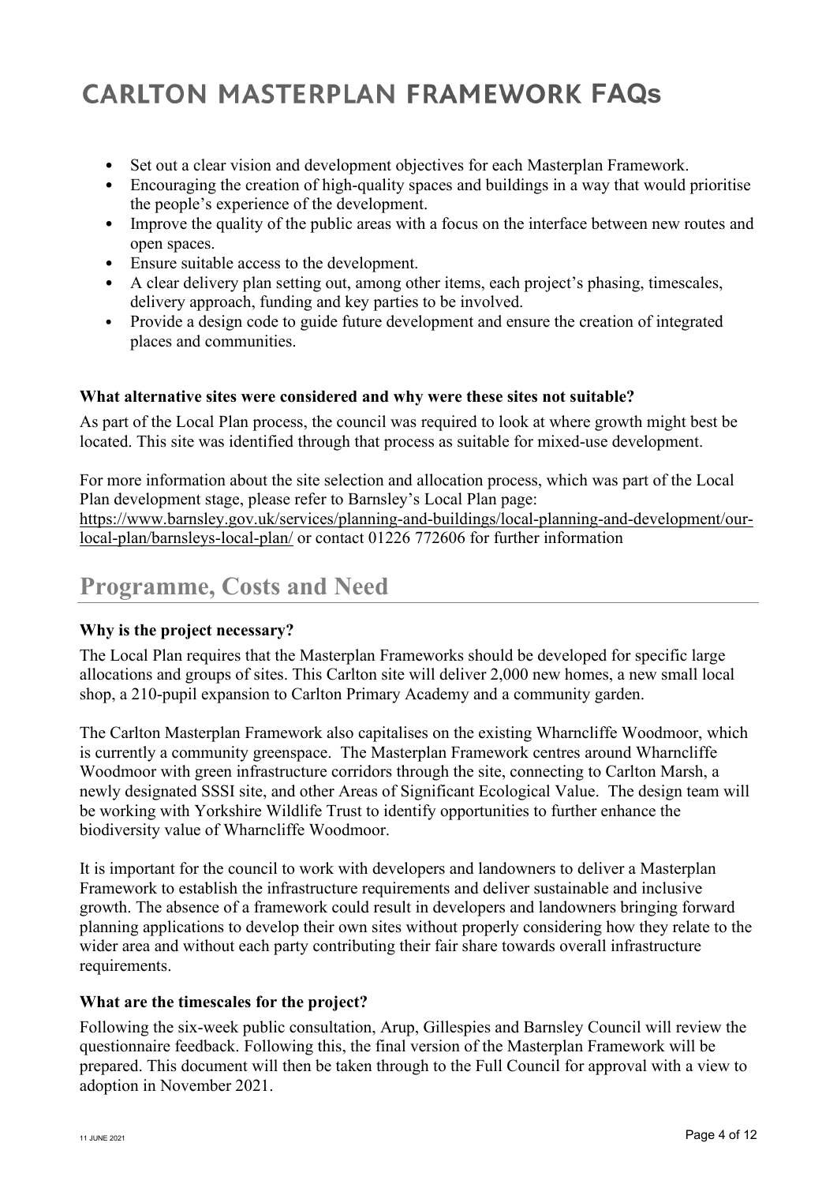- Set out a clear vision and development objectives for each Masterplan Framework.
- Encouraging the creation of high-quality spaces and buildings in a way that would prioritise the people's experience of the development.
- Improve the quality of the public areas with a focus on the interface between new routes and open spaces.
- Ensure suitable access to the development.
- A clear delivery plan setting out, among other items, each project's phasing, timescales, delivery approach, funding and key parties to be involved.
- Provide a design code to guide future development and ensure the creation of integrated places and communities.

**What alternative sites were considered and why were these sites not suitable?**

As part of the Local Plan process, the council was required to look at where growth might best be located. This site was identified through that process as suitable for mixed-use development.

For more information about the site selection and allocation process, which was part of the Local Plan development stage, please refer to Barnsley's Local Plan page: https://www.barnsley.gov.uk/services/planning-and-buildings/local-planning-and-development/our-local-plan/barnsleys-local-plan/ or contact 01226 772606 for further information

## Programme, Costs and Need

**Why is the project necessary?**

The Local Plan requires that the Masterplan Frameworks should be developed for specific large allocations and groups of sites. This Carlton site will deliver 2,000 new homes, a new small local shop, a 210-pupil expansion to Carlton Primary Academy and a community garden.

The Carlton Masterplan Framework also capitalises on the existing Wharncliffe Woodmoor, which is currently a community greenspace. The Masterplan Framework centres around Wharncliffe Woodmoor with green infrastructure corridors through the site, connecting to Carlton Marsh, a newly designated SSSI site, and other Areas of Significant Ecological Value. The design team will be working with Yorkshire Wildlife Trust to identify opportunities to further enhance the biodiversity value of Wharncliffe Woodmoor.

It is important for the council to work with developers and landowners to deliver a Masterplan Framework to establish the infrastructure requirements and deliver sustainable and inclusive growth. The absence of a framework could result in developers and landowners bringing forward planning applications to develop their own sites without properly considering how they relate to the wider area and without each party contributing their fair share towards overall infrastructure requirements.

**What are the timescales for the project?**

Following the six-week public consultation, Arup, Gillespies and Barnsley Council will review the questionnaire feedback. Following this, the final version of the Masterplan Framework will be prepared. This document will then be taken through to the Full Council for approval with a view to adoption in November 2021.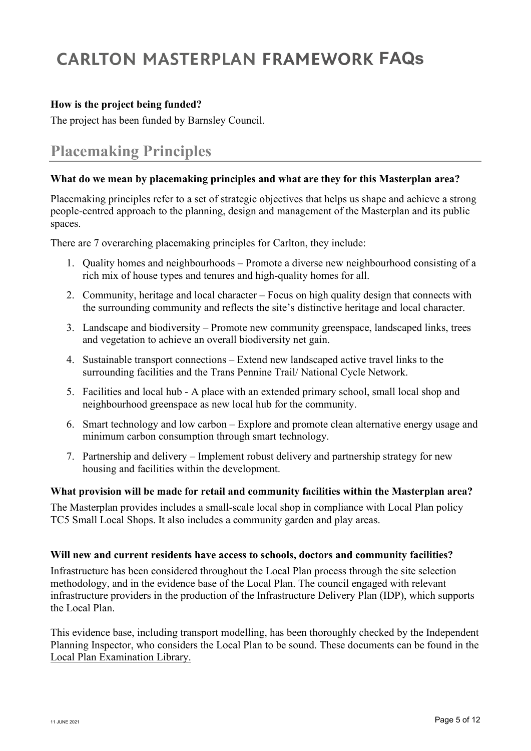**How is the project being funded?**

The project has been funded by Barnsley Council.

## Placemaking Principles

**What do we mean by placemaking principles and what are they for this Masterplan area?**

Placemaking principles refer to a set of strategic objectives that helps us shape and achieve a strong people-centred approach to the planning, design and management of the Masterplan and its public spaces.

There are 7 overarching placemaking principles for Carlton, they include:

1. Quality homes and neighbourhoods – Promote a diverse new neighbourhood consisting of a rich mix of house types and tenures and high-quality homes for all.
2. Community, heritage and local character – Focus on high quality design that connects with the surrounding community and reflects the site's distinctive heritage and local character.
3. Landscape and biodiversity – Promote new community greenspace, landscaped links, trees and vegetation to achieve an overall biodiversity net gain.
4. Sustainable transport connections – Extend new landscaped active travel links to the surrounding facilities and the Trans Pennine Trail/ National Cycle Network.
5. Facilities and local hub - A place with an extended primary school, small local shop and neighbourhood greenspace as new local hub for the community.
6. Smart technology and low carbon – Explore and promote clean alternative energy usage and minimum carbon consumption through smart technology.
7. Partnership and delivery – Implement robust delivery and partnership strategy for new housing and facilities within the development.

**What provision will be made for retail and community facilities within the Masterplan area?**

The Masterplan provides includes a small-scale local shop in compliance with Local Plan policy TC5 Small Local Shops. It also includes a community garden and play areas.

**Will new and current residents have access to schools, doctors and community facilities?**

Infrastructure has been considered throughout the Local Plan process through the site selection methodology, and in the evidence base of the Local Plan. The council engaged with relevant infrastructure providers in the production of the Infrastructure Delivery Plan (IDP), which supports the Local Plan.

This evidence base, including transport modelling, has been thoroughly checked by the Independent Planning Inspector, who considers the Local Plan to be sound. These documents can be found in the Local Plan Examination Library.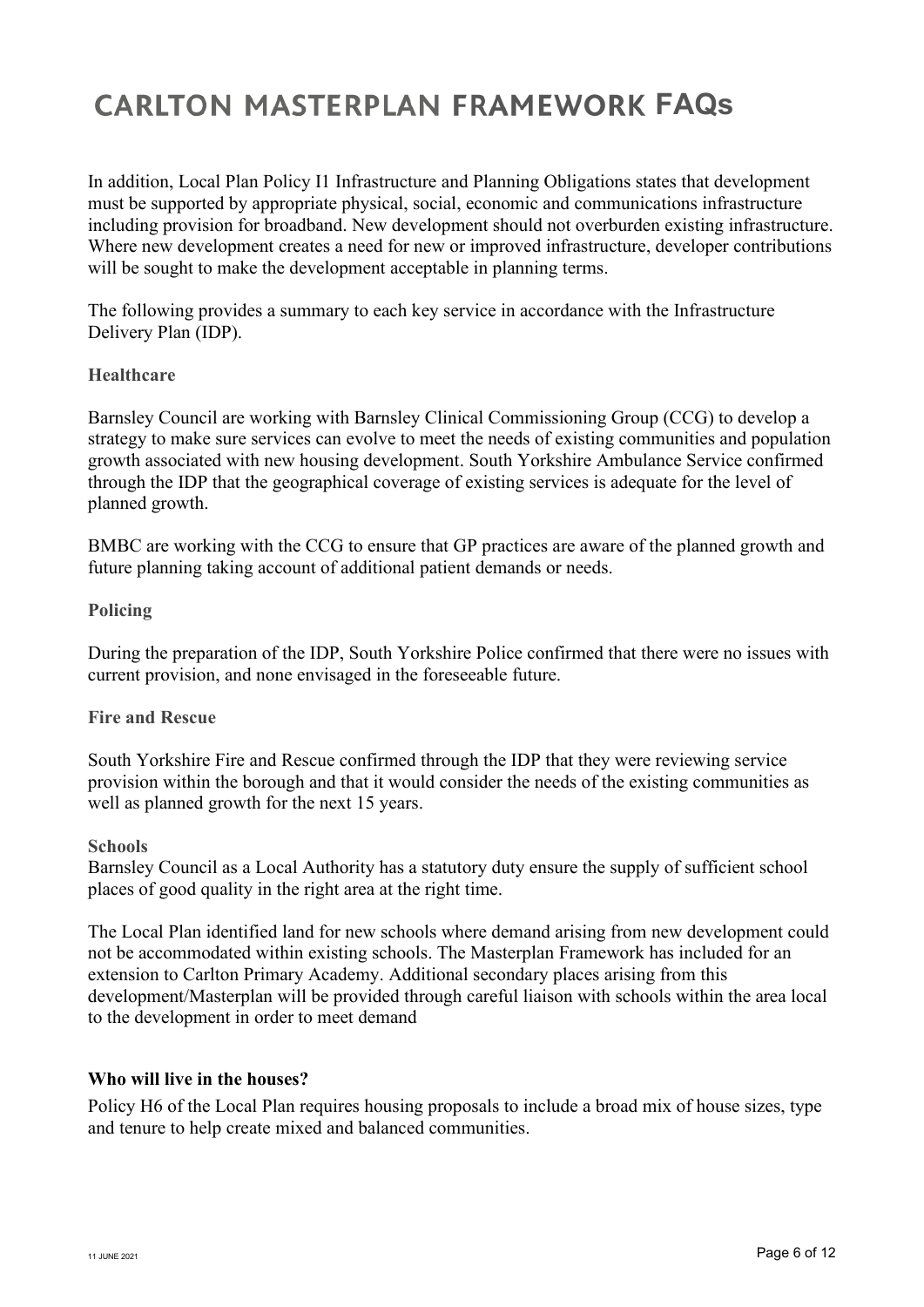In addition, Local Plan Policy I1 Infrastructure and Planning Obligations states that development must be supported by appropriate physical, social, economic and communications infrastructure including provision for broadband. New development should not overburden existing infrastructure. Where new development creates a need for new or improved infrastructure, developer contributions will be sought to make the development acceptable in planning terms.

The following provides a summary to each key service in accordance with the Infrastructure Delivery Plan (IDP).

### Healthcare

Barnsley Council are working with Barnsley Clinical Commissioning Group (CCG) to develop a strategy to make sure services can evolve to meet the needs of existing communities and population growth associated with new housing development. South Yorkshire Ambulance Service confirmed through the IDP that the geographical coverage of existing services is adequate for the level of planned growth.

BMBC are working with the CCG to ensure that GP practices are aware of the planned growth and future planning taking account of additional patient demands or needs.

### Policing

During the preparation of the IDP, South Yorkshire Police confirmed that there were no issues with current provision, and none envisaged in the foreseeable future.

### Fire and Rescue

South Yorkshire Fire and Rescue confirmed through the IDP that they were reviewing service provision within the borough and that it would consider the needs of the existing communities as well as planned growth for the next 15 years.

### Schools

Barnsley Council as a Local Authority has a statutory duty ensure the supply of sufficient school places of good quality in the right area at the right time.

The Local Plan identified land for new schools where demand arising from new development could not be accommodated within existing schools. The Masterplan Framework has included for an extension to Carlton Primary Academy. Additional secondary places arising from this development/Masterplan will be provided through careful liaison with schools within the area local to the development in order to meet demand

**Who will live in the houses?**

Policy H6 of the Local Plan requires housing proposals to include a broad mix of house sizes, type and tenure to help create mixed and balanced communities.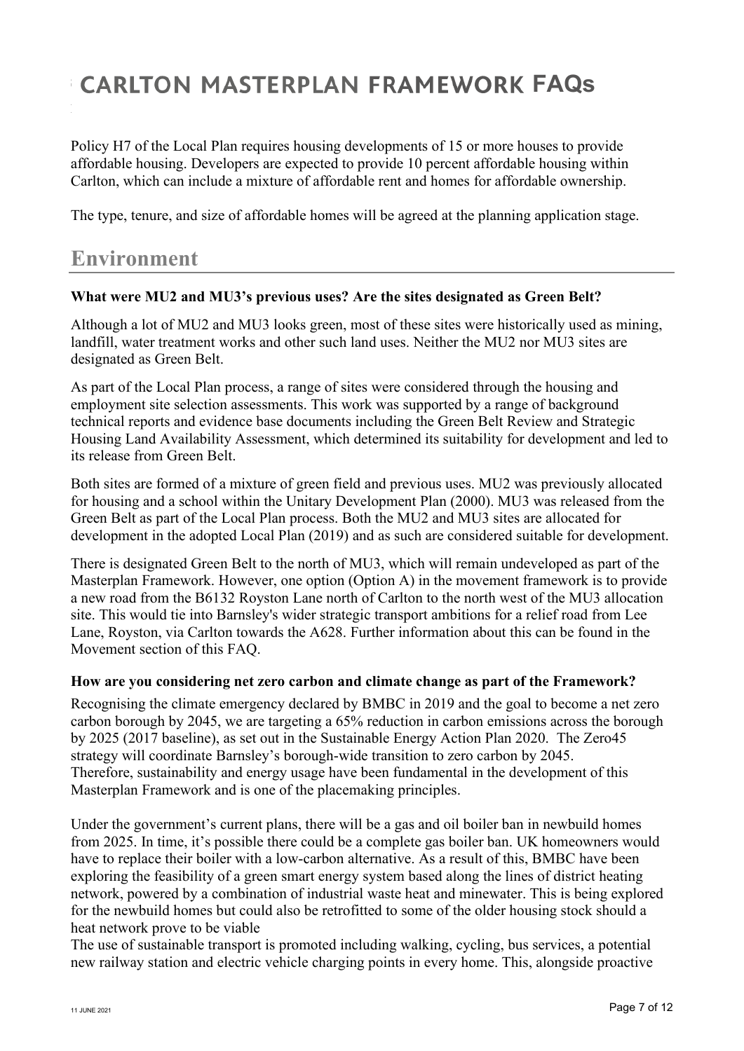Policy H7 of the Local Plan requires housing developments of 15 or more houses to provide affordable housing. Developers are expected to provide 10 percent affordable housing within Carlton, which can include a mixture of affordable rent and homes for affordable ownership.

The type, tenure, and size of affordable homes will be agreed at the planning application stage.

## Environment

**What were MU2 and MU3's previous uses? Are the sites designated as Green Belt?**

Although a lot of MU2 and MU3 looks green, most of these sites were historically used as mining, landfill, water treatment works and other such land uses. Neither the MU2 nor MU3 sites are designated as Green Belt.

As part of the Local Plan process, a range of sites were considered through the housing and employment site selection assessments. This work was supported by a range of background technical reports and evidence base documents including the Green Belt Review and Strategic Housing Land Availability Assessment, which determined its suitability for development and led to its release from Green Belt.

Both sites are formed of a mixture of green field and previous uses. MU2 was previously allocated for housing and a school within the Unitary Development Plan (2000). MU3 was released from the Green Belt as part of the Local Plan process. Both the MU2 and MU3 sites are allocated for development in the adopted Local Plan (2019) and as such are considered suitable for development.

There is designated Green Belt to the north of MU3, which will remain undeveloped as part of the Masterplan Framework. However, one option (Option A) in the movement framework is to provide a new road from the B6132 Royston Lane north of Carlton to the north west of the MU3 allocation site. This would tie into Barnsley's wider strategic transport ambitions for a relief road from Lee Lane, Royston, via Carlton towards the A628. Further information about this can be found in the Movement section of this FAQ.

**How are you considering net zero carbon and climate change as part of the Framework?**

Recognising the climate emergency declared by BMBC in 2019 and the goal to become a net zero carbon borough by 2045, we are targeting a 65% reduction in carbon emissions across the borough by 2025 (2017 baseline), as set out in the Sustainable Energy Action Plan 2020. The Zero45 strategy will coordinate Barnsley's borough-wide transition to zero carbon by 2045. Therefore, sustainability and energy usage have been fundamental in the development of this Masterplan Framework and is one of the placemaking principles.

Under the government's current plans, there will be a gas and oil boiler ban in newbuild homes from 2025. In time, it's possible there could be a complete gas boiler ban. UK homeowners would have to replace their boiler with a low-carbon alternative. As a result of this, BMBC have been exploring the feasibility of a green smart energy system based along the lines of district heating network, powered by a combination of industrial waste heat and minewater. This is being explored for the newbuild homes but could also be retrofitted to some of the older housing stock should a heat network prove to be viable

The use of sustainable transport is promoted including walking, cycling, bus services, a potential new railway station and electric vehicle charging points in every home. This, alongside proactive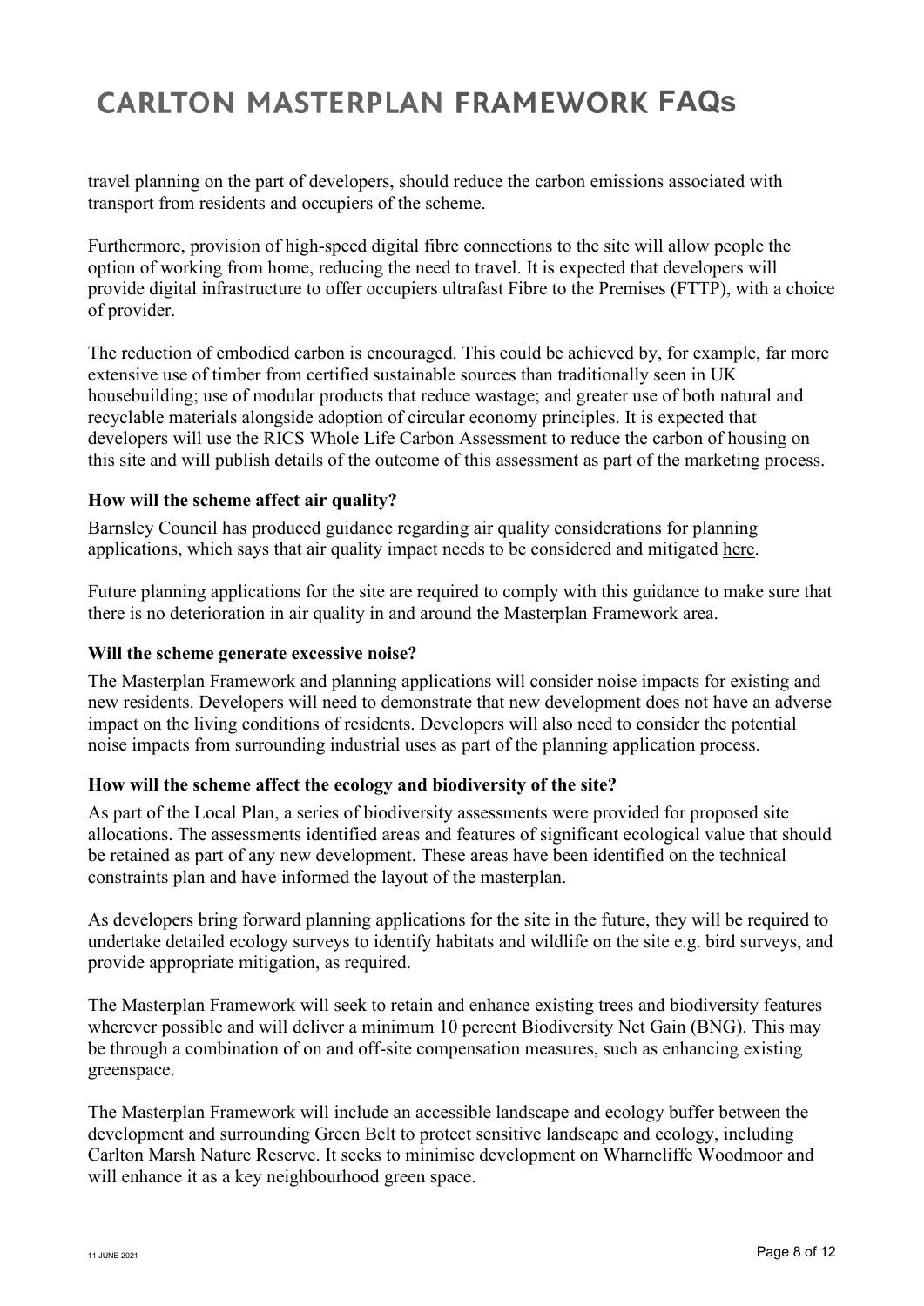travel planning on the part of developers, should reduce the carbon emissions associated with transport from residents and occupiers of the scheme.

Furthermore, provision of high-speed digital fibre connections to the site will allow people the option of working from home, reducing the need to travel. It is expected that developers will provide digital infrastructure to offer occupiers ultrafast Fibre to the Premises (FTTP), with a choice of provider.

The reduction of embodied carbon is encouraged. This could be achieved by, for example, far more extensive use of timber from certified sustainable sources than traditionally seen in UK housebuilding; use of modular products that reduce wastage; and greater use of both natural and recyclable materials alongside adoption of circular economy principles. It is expected that developers will use the RICS Whole Life Carbon Assessment to reduce the carbon of housing on this site and will publish details of the outcome of this assessment as part of the marketing process.

**How will the scheme affect air quality?**

Barnsley Council has produced guidance regarding air quality considerations for planning applications, which says that air quality impact needs to be considered and mitigated here.

Future planning applications for the site are required to comply with this guidance to make sure that there is no deterioration in air quality in and around the Masterplan Framework area.

**Will the scheme generate excessive noise?**

The Masterplan Framework and planning applications will consider noise impacts for existing and new residents. Developers will need to demonstrate that new development does not have an adverse impact on the living conditions of residents. Developers will also need to consider the potential noise impacts from surrounding industrial uses as part of the planning application process.

**How will the scheme affect the ecology and biodiversity of the site?**

As part of the Local Plan, a series of biodiversity assessments were provided for proposed site allocations. The assessments identified areas and features of significant ecological value that should be retained as part of any new development. These areas have been identified on the technical constraints plan and have informed the layout of the masterplan.

As developers bring forward planning applications for the site in the future, they will be required to undertake detailed ecology surveys to identify habitats and wildlife on the site e.g. bird surveys, and provide appropriate mitigation, as required.

The Masterplan Framework will seek to retain and enhance existing trees and biodiversity features wherever possible and will deliver a minimum 10 percent Biodiversity Net Gain (BNG). This may be through a combination of on and off-site compensation measures, such as enhancing existing greenspace.

The Masterplan Framework will include an accessible landscape and ecology buffer between the development and surrounding Green Belt to protect sensitive landscape and ecology, including Carlton Marsh Nature Reserve. It seeks to minimise development on Wharncliffe Woodmoor and will enhance it as a key neighbourhood green space.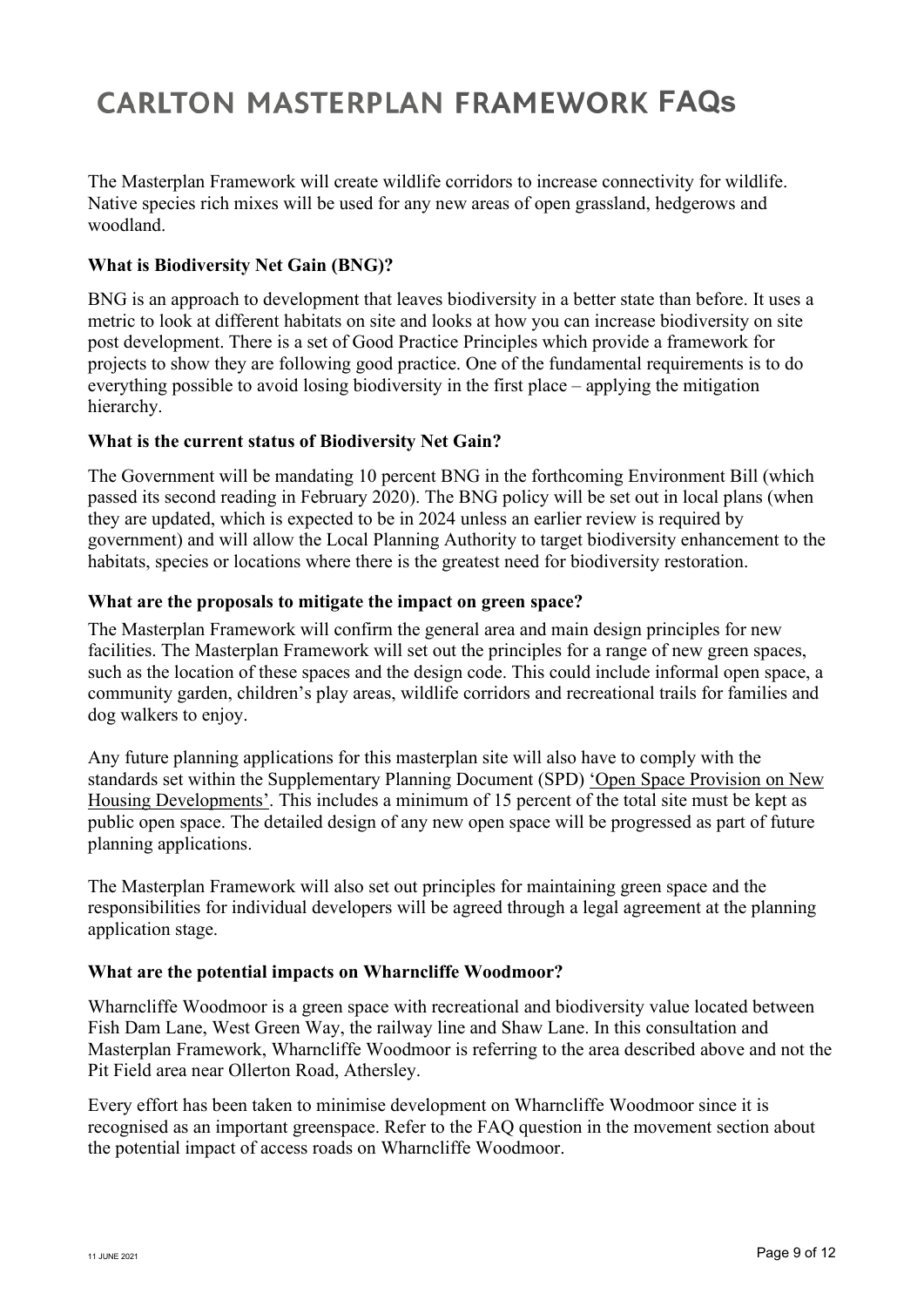The Masterplan Framework will create wildlife corridors to increase connectivity for wildlife. Native species rich mixes will be used for any new areas of open grassland, hedgerows and woodland.

### What is Biodiversity Net Gain (BNG)?

BNG is an approach to development that leaves biodiversity in a better state than before. It uses a metric to look at different habitats on site and looks at how you can increase biodiversity on site post development. There is a set of Good Practice Principles which provide a framework for projects to show they are following good practice. One of the fundamental requirements is to do everything possible to avoid losing biodiversity in the first place – applying the mitigation hierarchy.

### What is the current status of Biodiversity Net Gain?

The Government will be mandating 10 percent BNG in the forthcoming Environment Bill (which passed its second reading in February 2020). The BNG policy will be set out in local plans (when they are updated, which is expected to be in 2024 unless an earlier review is required by government) and will allow the Local Planning Authority to target biodiversity enhancement to the habitats, species or locations where there is the greatest need for biodiversity restoration.

### What are the proposals to mitigate the impact on green space?

The Masterplan Framework will confirm the general area and main design principles for new facilities. The Masterplan Framework will set out the principles for a range of new green spaces, such as the location of these spaces and the design code. This could include informal open space, a community garden, children's play areas, wildlife corridors and recreational trails for families and dog walkers to enjoy.

Any future planning applications for this masterplan site will also have to comply with the standards set within the Supplementary Planning Document (SPD) 'Open Space Provision on New Housing Developments'. This includes a minimum of 15 percent of the total site must be kept as public open space. The detailed design of any new open space will be progressed as part of future planning applications.

The Masterplan Framework will also set out principles for maintaining green space and the responsibilities for individual developers will be agreed through a legal agreement at the planning application stage.

### What are the potential impacts on Wharncliffe Woodmoor?

Wharncliffe Woodmoor is a green space with recreational and biodiversity value located between Fish Dam Lane, West Green Way, the railway line and Shaw Lane. In this consultation and Masterplan Framework, Wharncliffe Woodmoor is referring to the area described above and not the Pit Field area near Ollerton Road, Athersley.

Every effort has been taken to minimise development on Wharncliffe Woodmoor since it is recognised as an important greenspace. Refer to the FAQ question in the movement section about the potential impact of access roads on Wharncliffe Woodmoor.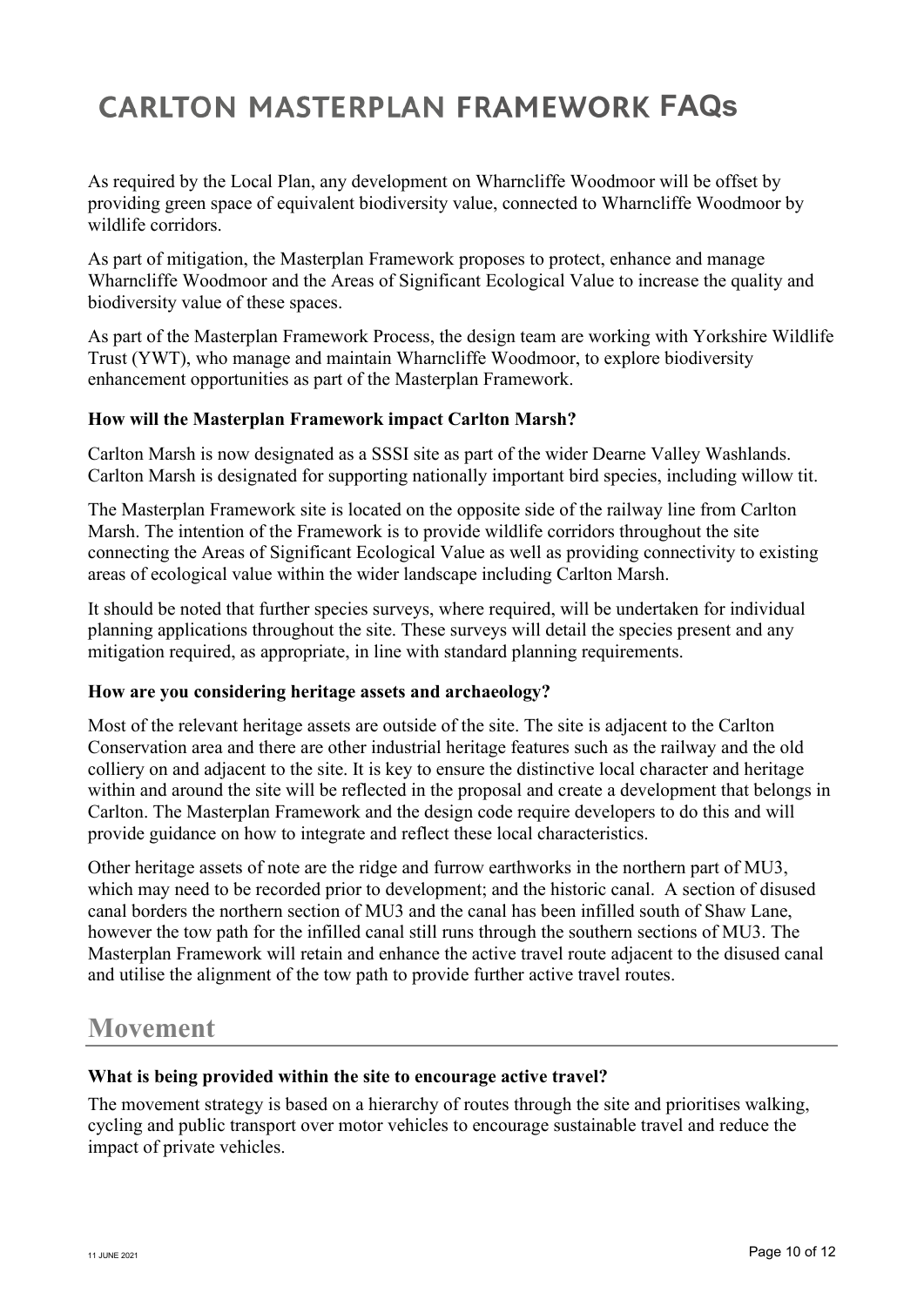As required by the Local Plan, any development on Wharncliffe Woodmoor will be offset by providing green space of equivalent biodiversity value, connected to Wharncliffe Woodmoor by wildlife corridors.

As part of mitigation, the Masterplan Framework proposes to protect, enhance and manage Wharncliffe Woodmoor and the Areas of Significant Ecological Value to increase the quality and biodiversity value of these spaces.

As part of the Masterplan Framework Process, the design team are working with Yorkshire Wildlife Trust (YWT), who manage and maintain Wharncliffe Woodmoor, to explore biodiversity enhancement opportunities as part of the Masterplan Framework.

**How will the Masterplan Framework impact Carlton Marsh?**

Carlton Marsh is now designated as a SSSI site as part of the wider Dearne Valley Washlands. Carlton Marsh is designated for supporting nationally important bird species, including willow tit.

The Masterplan Framework site is located on the opposite side of the railway line from Carlton Marsh. The intention of the Framework is to provide wildlife corridors throughout the site connecting the Areas of Significant Ecological Value as well as providing connectivity to existing areas of ecological value within the wider landscape including Carlton Marsh.

It should be noted that further species surveys, where required, will be undertaken for individual planning applications throughout the site. These surveys will detail the species present and any mitigation required, as appropriate, in line with standard planning requirements.

**How are you considering heritage assets and archaeology?**

Most of the relevant heritage assets are outside of the site. The site is adjacent to the Carlton Conservation area and there are other industrial heritage features such as the railway and the old colliery on and adjacent to the site. It is key to ensure the distinctive local character and heritage within and around the site will be reflected in the proposal and create a development that belongs in Carlton. The Masterplan Framework and the design code require developers to do this and will provide guidance on how to integrate and reflect these local characteristics.

Other heritage assets of note are the ridge and furrow earthworks in the northern part of MU3, which may need to be recorded prior to development; and the historic canal. A section of disused canal borders the northern section of MU3 and the canal has been infilled south of Shaw Lane, however the tow path for the infilled canal still runs through the southern sections of MU3. The Masterplan Framework will retain and enhance the active travel route adjacent to the disused canal and utilise the alignment of the tow path to provide further active travel routes.

## Movement

**What is being provided within the site to encourage active travel?**

The movement strategy is based on a hierarchy of routes through the site and prioritises walking, cycling and public transport over motor vehicles to encourage sustainable travel and reduce the impact of private vehicles.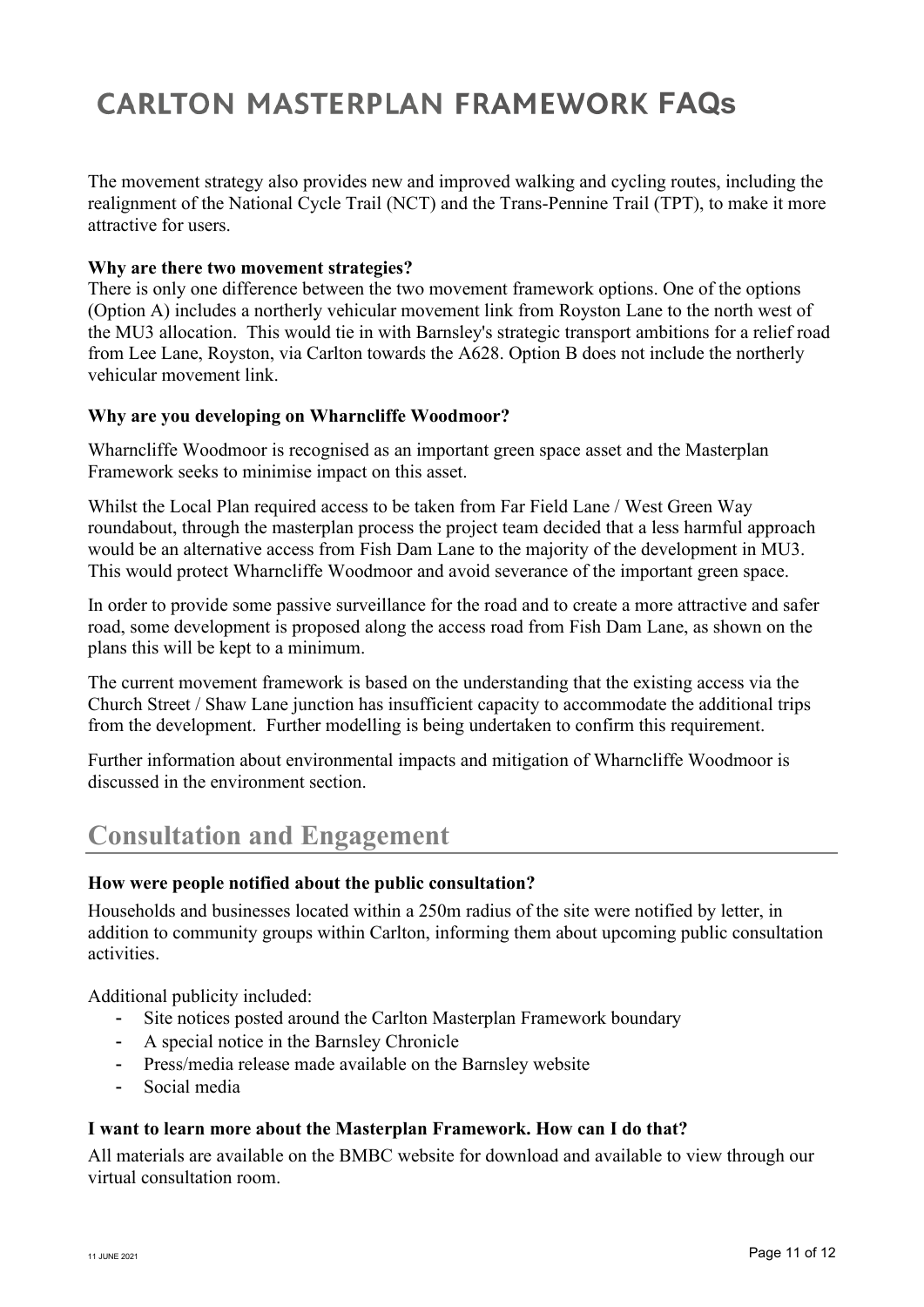The movement strategy also provides new and improved walking and cycling routes, including the realignment of the National Cycle Trail (NCT) and the Trans-Pennine Trail (TPT), to make it more attractive for users.

**Why are there two movement strategies?**

There is only one difference between the two movement framework options. One of the options (Option A) includes a northerly vehicular movement link from Royston Lane to the north west of the MU3 allocation. This would tie in with Barnsley's strategic transport ambitions for a relief road from Lee Lane, Royston, via Carlton towards the A628. Option B does not include the northerly vehicular movement link.

**Why are you developing on Wharncliffe Woodmoor?**

Wharncliffe Woodmoor is recognised as an important green space asset and the Masterplan Framework seeks to minimise impact on this asset.

Whilst the Local Plan required access to be taken from Far Field Lane / West Green Way roundabout, through the masterplan process the project team decided that a less harmful approach would be an alternative access from Fish Dam Lane to the majority of the development in MU3. This would protect Wharncliffe Woodmoor and avoid severance of the important green space.

In order to provide some passive surveillance for the road and to create a more attractive and safer road, some development is proposed along the access road from Fish Dam Lane, as shown on the plans this will be kept to a minimum.

The current movement framework is based on the understanding that the existing access via the Church Street / Shaw Lane junction has insufficient capacity to accommodate the additional trips from the development. Further modelling is being undertaken to confirm this requirement.

Further information about environmental impacts and mitigation of Wharncliffe Woodmoor is discussed in the environment section.

## Consultation and Engagement

**How were people notified about the public consultation?**

Households and businesses located within a 250m radius of the site were notified by letter, in addition to community groups within Carlton, informing them about upcoming public consultation activities.

Additional publicity included:

- Site notices posted around the Carlton Masterplan Framework boundary
- A special notice in the Barnsley Chronicle
- Press/media release made available on the Barnsley website
- Social media

**I want to learn more about the Masterplan Framework. How can I do that?**

All materials are available on the BMBC website for download and available to view through our virtual consultation room.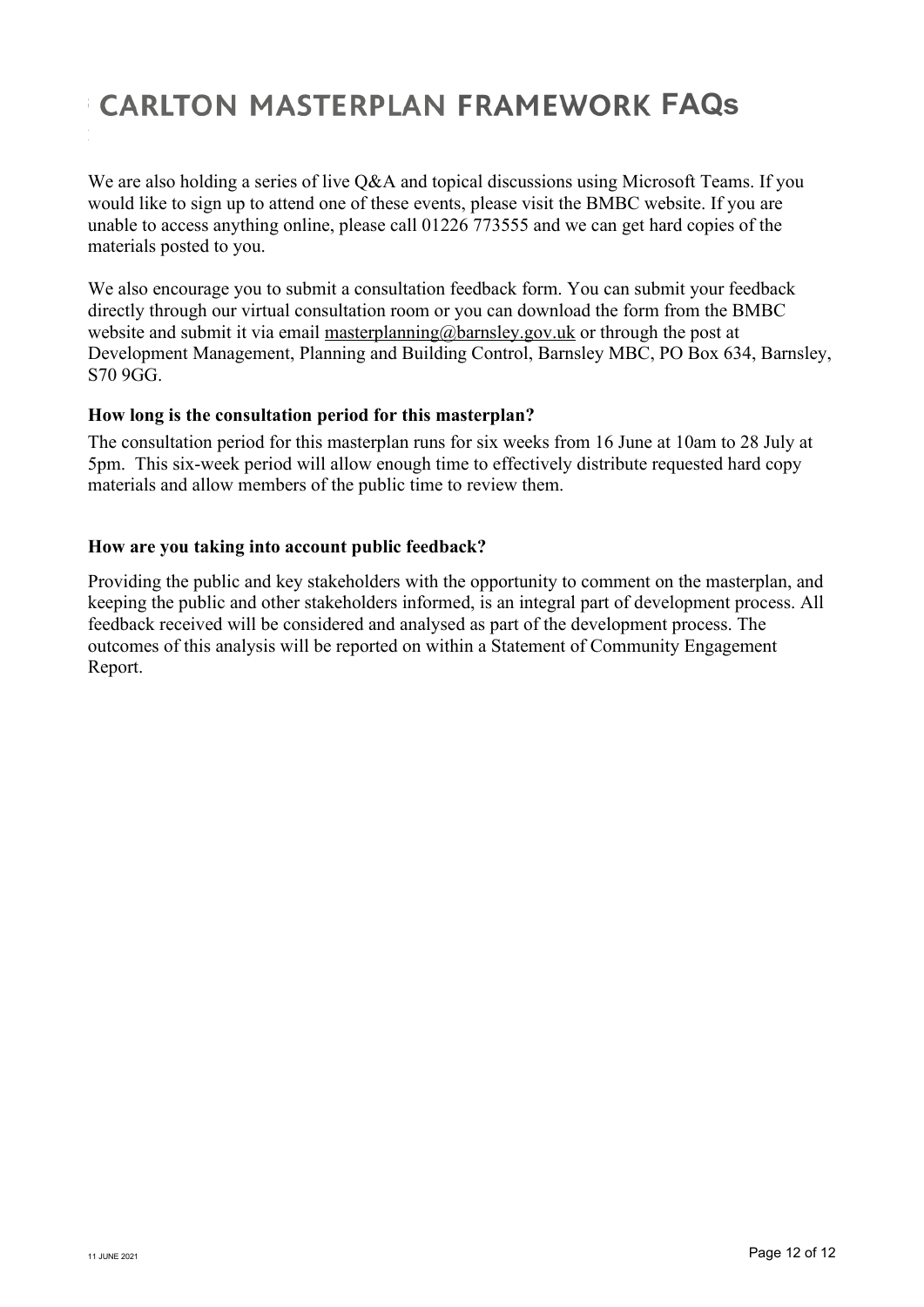We are also holding a series of live Q&A and topical discussions using Microsoft Teams. If you would like to sign up to attend one of these events, please visit the BMBC website. If you are unable to access anything online, please call 01226 773555 and we can get hard copies of the materials posted to you.

We also encourage you to submit a consultation feedback form. You can submit your feedback directly through our virtual consultation room or you can download the form from the BMBC website and submit it via email masterplanning@barnsley.gov.uk or through the post at Development Management, Planning and Building Control, Barnsley MBC, PO Box 634, Barnsley, S70 9GG.

**How long is the consultation period for this masterplan?**

The consultation period for this masterplan runs for six weeks from 16 June at 10am to 28 July at 5pm. This six-week period will allow enough time to effectively distribute requested hard copy materials and allow members of the public time to review them.

**How are you taking into account public feedback?**

Providing the public and key stakeholders with the opportunity to comment on the masterplan, and keeping the public and other stakeholders informed, is an integral part of development process. All feedback received will be considered and analysed as part of the development process. The outcomes of this analysis will be reported on within a Statement of Community Engagement Report.